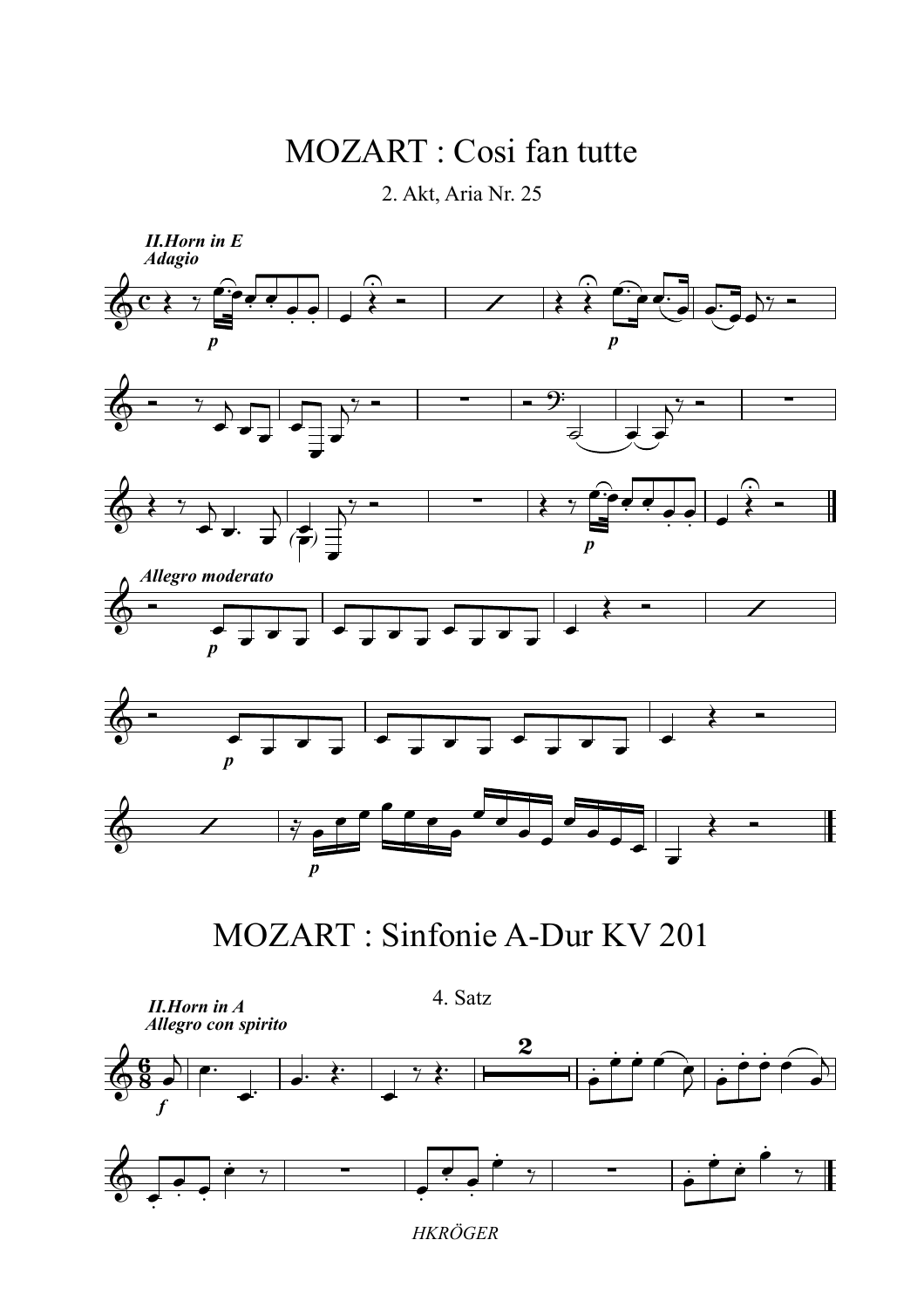# MOZART : Cosi fan tutte

2. Akt, Aria Nr. 25

***II.Horn in E***
***Adagio***

***Allegro moderato***

# MOZART : Sinfonie A-Dur KV 201

4. Satz

***II.Horn in A***
***Allegro con spirito***

*HKRÖGER*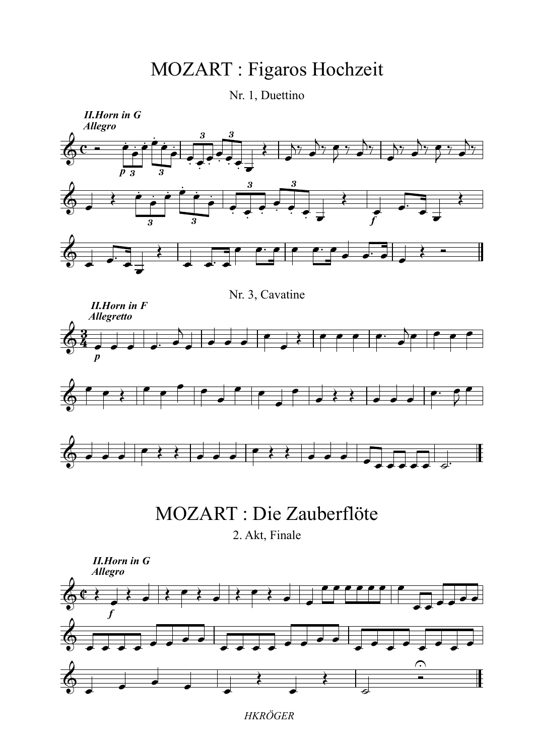# MOZART : Figaros Hochzeit

Nr. 1, Duettino

***II.Horn in G***
***Allegro***

Nr. 3, Cavatine

***II.Horn in F***
***Allegretto***

# MOZART : Die Zauberflöte

2. Akt, Finale

***II.Horn in G***
***Allegro***

*HKRÖGER*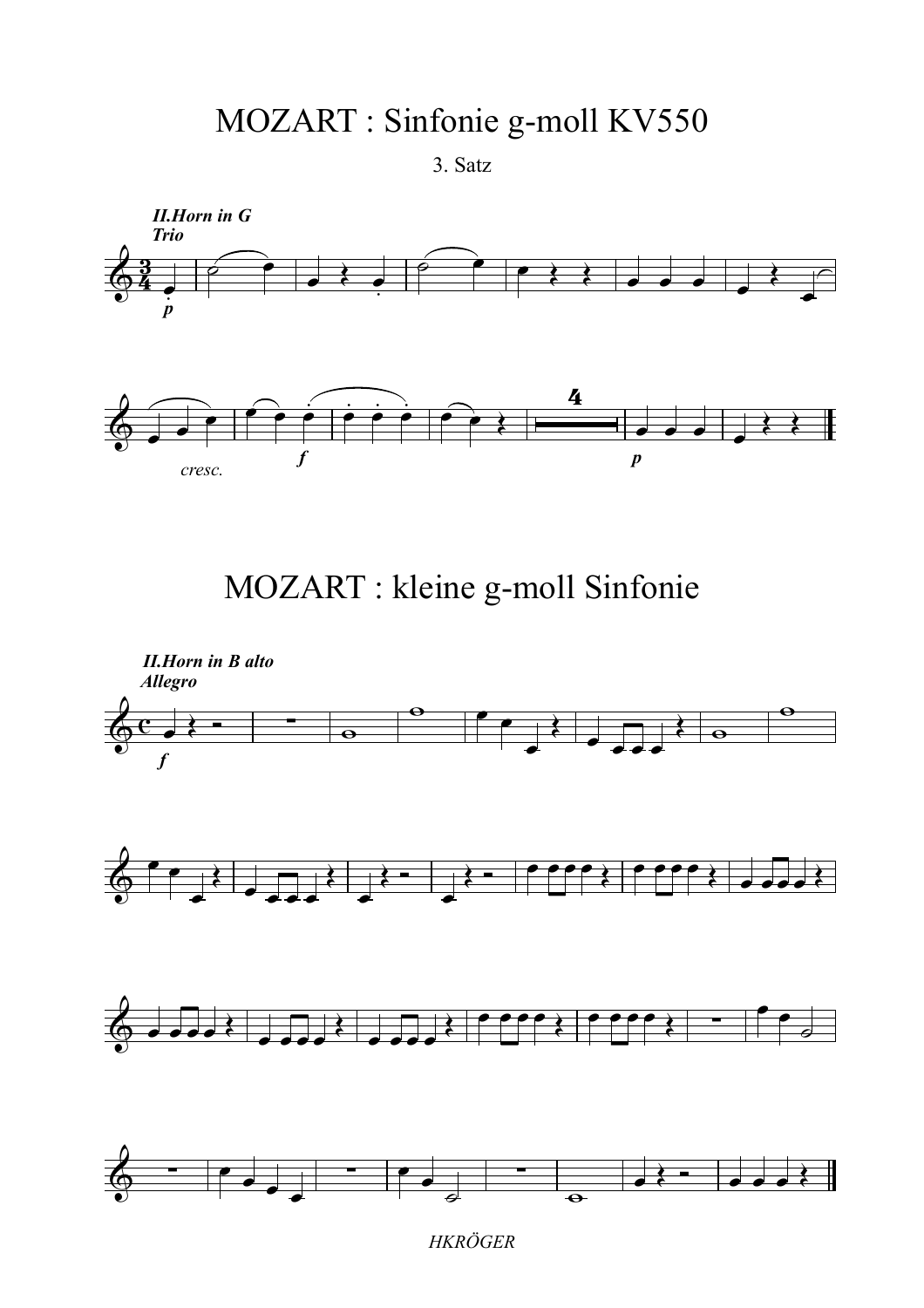# MOZART : Sinfonie g-moll KV550

3. Satz

***II.Horn in G***
***Trio***

*p*

*cresc.*

*f*

4

*p*

# MOZART : kleine g-moll Sinfonie

***II.Horn in B alto***
***Allegro***

*f*

*HKRÖGER*